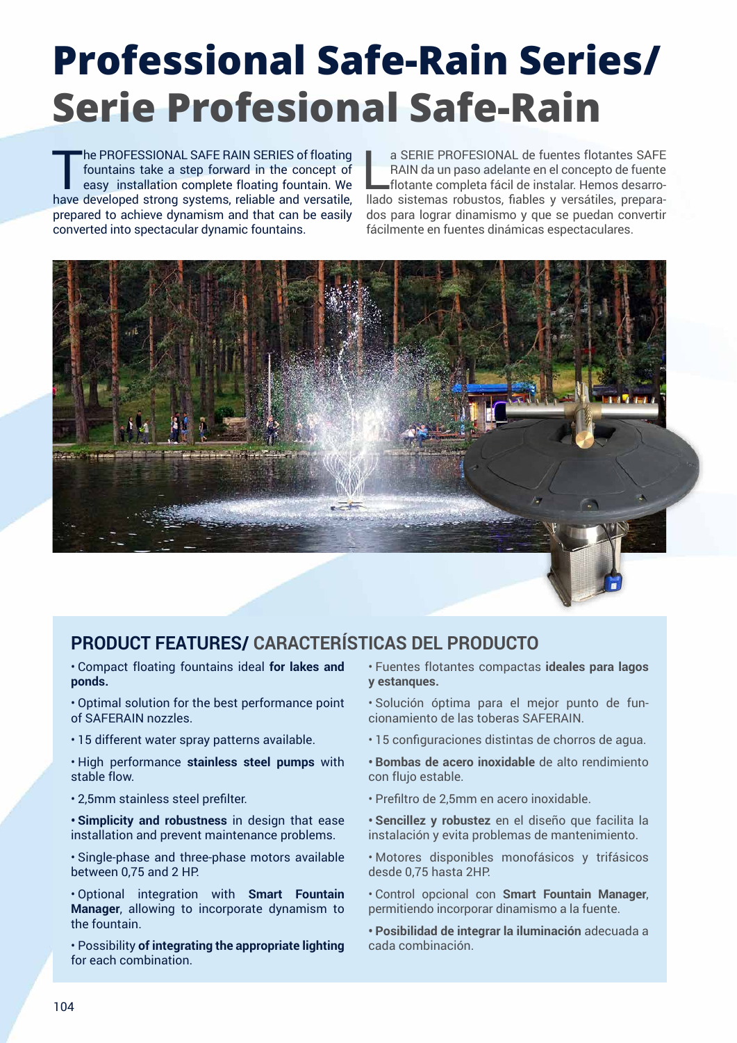# Professional Safe-Rain Series/ Serie Profesional Safe-Rain

The PROFESSIONAL SAFE RAIN SERIES of floating fountains take a step forward in the concept of easy installation complete floating fountain. We have developed strong systems, reliable and versatile, prepared to achieve dynamism and that can be easily converted into spectacular dynamic fountains.

La SERIE PROFESIONAL de fuentes flotantes SAFE RAIN da un paso adelante en el concepto de fuente flotante completa fácil de instalar. Hemos desarrollado sistemas robustos, fiables y versátiles, preparados para lograr dinamismo y que se puedan convertir fácilmente en fuentes dinámicas espectaculares.

## PRODUCT FEATURES/ CARACTERÍSTICAS DEL PRODUCTO

- Compact floating fountains ideal **for lakes and ponds.**
- Optimal solution for the best performance point of SAFERAIN nozzles.
- 15 different water spray patterns available.
- High performance **stainless steel pumps** with stable flow.
- 2,5mm stainless steel prefilter.
- **Simplicity and robustness** in design that ease installation and prevent maintenance problems.
- Single-phase and three-phase motors available between 0,75 and 2 HP.
- Optional integration with **Smart Fountain Manager**, allowing to incorporate dynamism to the fountain.
- Possibility **of integrating the appropriate lighting** for each combination.

- Fuentes flotantes compactas **ideales para lagos y estanques.**
- Solución óptima para el mejor punto de funcionamiento de las toberas SAFERAIN.
- 15 configuraciones distintas de chorros de agua.
- **Bombas de acero inoxidable** de alto rendimiento con flujo estable.
- Prefiltro de 2,5mm en acero inoxidable.
- **Sencillez y robustez** en el diseño que facilita la instalación y evita problemas de mantenimiento.
- Motores disponibles monofásicos y trifásicos desde 0,75 hasta 2HP.
- Control opcional con **Smart Fountain Manager**, permitiendo incorporar dinamismo a la fuente.
- **Posibilidad de integrar la iluminación** adecuada a cada combinación.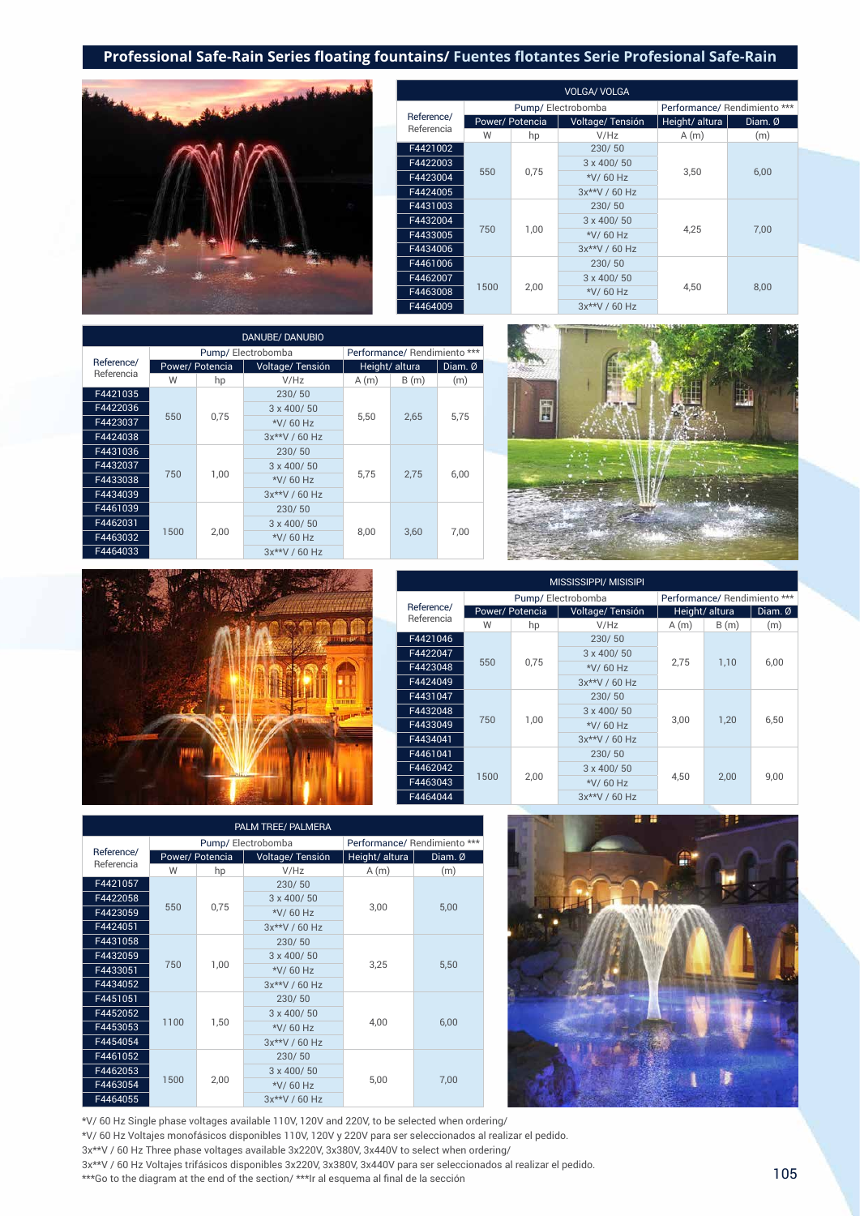## Professional Safe-Rain Series floating fountains/ Fuentes flotantes Serie Profesional Safe-Rain

**VOLGA/ VOLGA**

| Reference/ Referencia | Pump/ Electrobomba | | | Performance/ Rendimiento *** | |
|---|---|---|---|---|---|
| | Power/ Potencia | | Voltage/ Tensión | Height/ altura | Diam. Ø |
| | W | hp | V/Hz | A (m) | (m) |
| F4421002 | 550 | 0,75 | 230/ 50 | 3,50 | 6,00 |
| F4422003 | | | 3 x 400/ 50 | | |
| F4423004 | | | *V/ 60 Hz | | |
| F4424005 | | | 3x**V / 60 Hz | | |
| F4431003 | 750 | 1,00 | 230/ 50 | 4,25 | 7,00 |
| F4432004 | | | 3 x 400/ 50 | | |
| F4433005 | | | *V/ 60 Hz | | |
| F4434006 | | | 3x**V / 60 Hz | | |
| F4461006 | 1500 | 2,00 | 230/ 50 | 4,50 | 8,00 |
| F4462007 | | | 3 x 400/ 50 | | |
| F4463008 | | | *V/ 60 Hz | | |
| F4464009 | | | 3x**V / 60 Hz | | |

**DANUBE/ DANUBIO**

| Reference/ Referencia | Pump/ Electrobomba | | | Performance/ Rendimiento *** | | |
|---|---|---|---|---|---|---|
| | Power/ Potencia | | Voltage/ Tensión | Height/ altura | | Diam. Ø |
| | W | hp | V/Hz | A (m) | B (m) | (m) |
| F4421035 | 550 | 0,75 | 230/ 50 | 5,50 | 2,65 | 5,75 |
| F4422036 | | | 3 x 400/ 50 | | | |
| F4423037 | | | *V/ 60 Hz | | | |
| F4424038 | | | 3x**V / 60 Hz | | | |
| F4431036 | 750 | 1,00 | 230/ 50 | 5,75 | 2,75 | 6,00 |
| F4432037 | | | 3 x 400/ 50 | | | |
| F4433038 | | | *V/ 60 Hz | | | |
| F4434039 | | | 3x**V / 60 Hz | | | |
| F4461039 | 1500 | 2,00 | 230/ 50 | 8,00 | 3,60 | 7,00 |
| F4462031 | | | 3 x 400/ 50 | | | |
| F4463032 | | | *V/ 60 Hz | | | |
| F4464033 | | | 3x**V / 60 Hz | | | |

**MISSISSIPPI/ MISISIPI**

| Reference/ Referencia | Pump/ Electrobomba | | | Performance/ Rendimiento *** | | |
|---|---|---|---|---|---|---|
| | Power/ Potencia | | Voltage/ Tensión | Height/ altura | | Diam. Ø |
| | W | hp | V/Hz | A (m) | B (m) | (m) |
| F4421046 | 550 | 0,75 | 230/ 50 | 2,75 | 1,10 | 6,00 |
| F4422047 | | | 3 x 400/ 50 | | | |
| F4423048 | | | *V/ 60 Hz | | | |
| F4424049 | | | 3x**V / 60 Hz | | | |
| F4431047 | 750 | 1,00 | 230/ 50 | 3,00 | 1,20 | 6,50 |
| F4432048 | | | 3 x 400/ 50 | | | |
| F4433049 | | | *V/ 60 Hz | | | |
| F4434041 | | | 3x**V / 60 Hz | | | |
| F4461041 | 1500 | 2,00 | 230/ 50 | 4,50 | 2,00 | 9,00 |
| F4462042 | | | 3 x 400/ 50 | | | |
| F4463043 | | | *V/ 60 Hz | | | |
| F4464044 | | | 3x**V / 60 Hz | | | |

**PALM TREE/ PALMERA**

| Reference/ Referencia | Pump/ Electrobomba | | | Performance/ Rendimiento *** | |
|---|---|---|---|---|---|
| | Power/ Potencia | | Voltage/ Tensión | Height/ altura | Diam. Ø |
| | W | hp | V/Hz | A (m) | (m) |
| F4421057 | 550 | 0,75 | 230/ 50 | 3,00 | 5,00 |
| F4422058 | | | 3 x 400/ 50 | | |
| F4423059 | | | *V/ 60 Hz | | |
| F4424051 | | | 3x**V / 60 Hz | | |
| F4431058 | 750 | 1,00 | 230/ 50 | 3,25 | 5,50 |
| F4432059 | | | 3 x 400/ 50 | | |
| F4433051 | | | *V/ 60 Hz | | |
| F4434052 | | | 3x**V / 60 Hz | | |
| F4451051 | 1100 | 1,50 | 230/ 50 | 4,00 | 6,00 |
| F4452052 | | | 3 x 400/ 50 | | |
| F4453053 | | | *V/ 60 Hz | | |
| F4454054 | | | 3x**V / 60 Hz | | |
| F4461052 | 1500 | 2,00 | 230/ 50 | 5,00 | 7,00 |
| F4462053 | | | 3 x 400/ 50 | | |
| F4463054 | | | *V/ 60 Hz | | |
| F4464055 | | | 3x**V / 60 Hz | | |

*V/ 60 Hz Single phase voltages available 110V, 120V and 220V, to be selected when ordering/
*V/ 60 Hz Voltajes monofásicos disponibles 110V, 120V y 220V para ser seleccionados al realizar el pedido.
3x**V / 60 Hz Three phase voltages available 3x220V, 3x380V, 3x440V to select when ordering/
3x**V / 60 Hz Voltajes trifásicos disponibles 3x220V, 3x380V, 3x440V para ser seleccionados al realizar el pedido.
***Go to the diagram at the end of the section/ ***Ir al esquema al final de la sección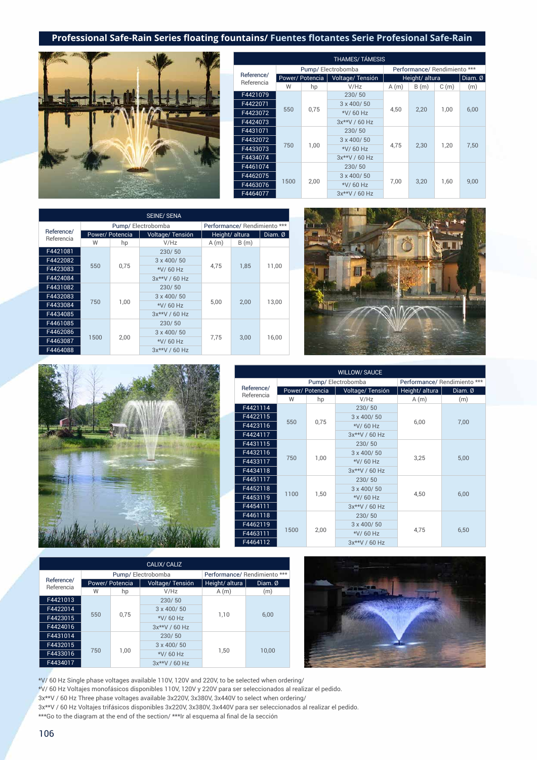## Professional Safe-Rain Series floating fountains/ Fuentes flotantes Serie Profesional Safe-Rain

| THAMES/ TÁMESIS | | | | | | | |
|---|---|---|---|---|---|---|---|
| Reference/ Referencia | Pump/ Electrobomba | | | Performance/ Rendimiento *** | | | |
| | Power/ Potencia | | Voltage/ Tensión | Height/ altura | | | Diam. Ø |
| | W | hp | V/Hz | A (m) | B (m) | C (m) | (m) |
| F4421079 | 550 | 0,75 | 230/ 50 | 4,50 | 2,20 | 1,00 | 6,00 |
| F4422071 | | | 3 x 400/ 50 | | | | |
| F4423072 | | | *V/ 60 Hz | | | | |
| F4424073 | | | 3x**V / 60 Hz | | | | |
| F4431071 | 750 | 1,00 | 230/ 50 | 4,75 | 2,30 | 1,20 | 7,50 |
| F4432072 | | | 3 x 400/ 50 | | | | |
| F4433073 | | | *V/ 60 Hz | | | | |
| F4434074 | | | 3x**V / 60 Hz | | | | |
| F4461074 | 1500 | 2,00 | 230/ 50 | 7,00 | 3,20 | 1,60 | 9,00 |
| F4462075 | | | 3 x 400/ 50 | | | | |
| F4463076 | | | *V/ 60 Hz | | | | |
| F4464077 | | | 3x**V / 60 Hz | | | | |

| SEINE/ SENA | | | | | | |
|---|---|---|---|---|---|---|
| Reference/ Referencia | Pump/ Electrobomba | | | Performance/ Rendimiento *** | | |
| | Power/ Potencia | | Voltage/ Tensión | Height/ altura | | Diam. Ø |
| | W | hp | V/Hz | A (m) | B (m) | |
| F4421081 | 550 | 0,75 | 230/ 50 | 4,75 | 1,85 | 11,00 |
| F4422082 | | | 3 x 400/ 50 | | | |
| F4423083 | | | *V/ 60 Hz | | | |
| F4424084 | | | 3x**V / 60 Hz | | | |
| F4431082 | 750 | 1,00 | 230/ 50 | 5,00 | 2,00 | 13,00 |
| F4432083 | | | 3 x 400/ 50 | | | |
| F4433084 | | | *V/ 60 Hz | | | |
| F4434085 | | | 3x**V / 60 Hz | | | |
| F4461085 | 1500 | 2,00 | 230/ 50 | 7,75 | 3,00 | 16,00 |
| F4462086 | | | 3 x 400/ 50 | | | |
| F4463087 | | | *V/ 60 Hz | | | |
| F4464088 | | | 3x**V / 60 Hz | | | |

| WILLOW/ SAUCE | | | | | |
|---|---|---|---|---|---|
| Reference/ Referencia | Pump/ Electrobomba | | | Performance/ Rendimiento *** | |
| | Power/ Potencia | | Voltage/ Tensión | Height/ altura | Diam. Ø |
| | W | hp | V/Hz | A (m) | (m) |
| F4421114 | 550 | 0,75 | 230/ 50 | 6,00 | 7,00 |
| F4422115 | | | 3 x 400/ 50 | | |
| F4423116 | | | *V/ 60 Hz | | |
| F4424117 | | | 3x**V / 60 Hz | | |
| F4431115 | 750 | 1,00 | 230/ 50 | 3,25 | 5,00 |
| F4432116 | | | 3 x 400/ 50 | | |
| F4433117 | | | *V/ 60 Hz | | |
| F4434118 | | | 3x**V / 60 Hz | | |
| F4451117 | 1100 | 1,50 | 230/ 50 | 4,50 | 6,00 |
| F4452118 | | | 3 x 400/ 50 | | |
| F4453119 | | | *V/ 60 Hz | | |
| F4454111 | | | 3x**V / 60 Hz | | |
| F4461118 | 1500 | 2,00 | 230/ 50 | 4,75 | 6,50 |
| F4462119 | | | 3 x 400/ 50 | | |
| F4463111 | | | *V/ 60 Hz | | |
| F4464112 | | | 3x**V / 60 Hz | | |

| CALIX/ CALIZ | | | | | |
|---|---|---|---|---|---|
| Reference/ Referencia | Pump/ Electrobomba | | | Performance/ Rendimiento *** | |
| | Power/ Potencia | | Voltage/ Tensión | Height/ altura | Diam. Ø |
| | W | hp | V/Hz | A (m) | (m) |
| F4421013 | 550 | 0,75 | 230/ 50 | 1,10 | 6,00 |
| F4422014 | | | 3 x 400/ 50 | | |
| F4423015 | | | *V/ 60 Hz | | |
| F4424016 | | | 3x**V / 60 Hz | | |
| F4431014 | 750 | 1,00 | 230/ 50 | 1,50 | 10,00 |
| F4432015 | | | 3 x 400/ 50 | | |
| F4433016 | | | *V/ 60 Hz | | |
| F4434017 | | | 3x**V / 60 Hz | | |

*V/ 60 Hz Single phase voltages available 110V, 120V and 220V, to be selected when ordering/
*V/ 60 Hz Voltajes monofásicos disponibles 110V, 120V y 220V para ser seleccionados al realizar el pedido.
3x**V / 60 Hz Three phase voltages available 3x220V, 3x380V, 3x440V to select when ordering/
3x**V / 60 Hz Voltajes trifásicos disponibles 3x220V, 3x380V, 3x440V para ser seleccionados al realizar el pedido.
***Go to the diagram at the end of the section/ ***Ir al esquema al final de la sección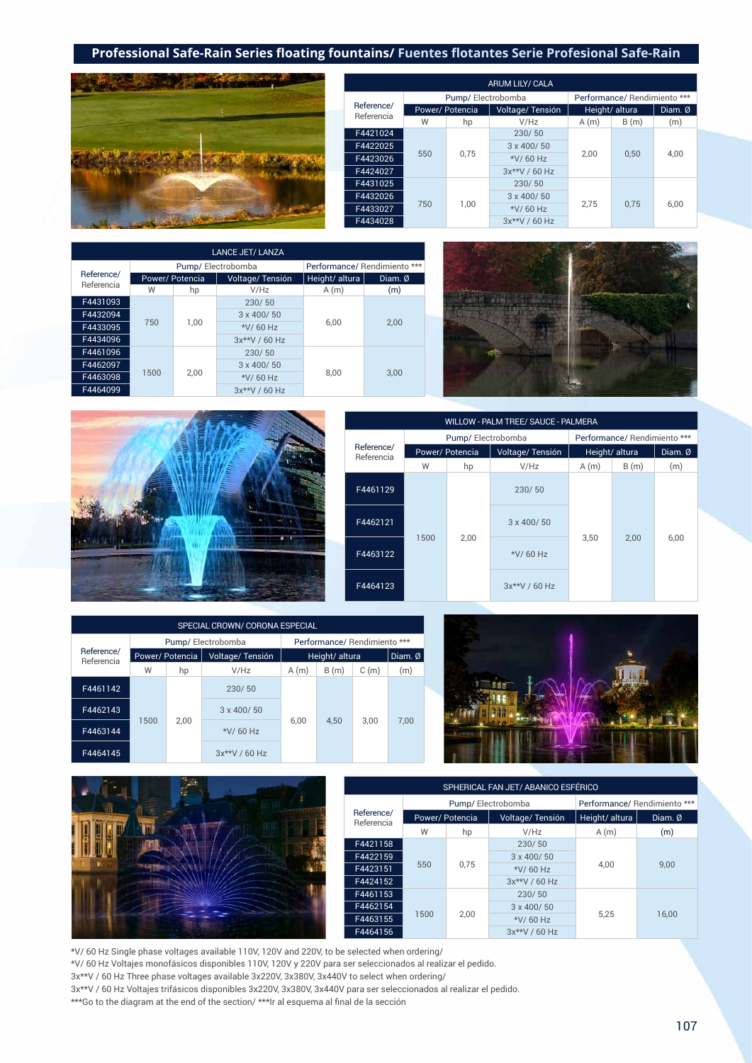## Professional Safe-Rain Series floating fountains/ Fuentes flotantes Serie Profesional Safe-Rain

| ARUM LILY/ CALA | | | | | | |
|---|---|---|---|---|---|---|
| Reference/ Referencia | Pump/ Electrobomba | | | Performance/ Rendimiento *** | | |
| | Power/ Potencia | | Voltage/ Tensión | Height/ altura | | Diam. Ø |
| | W | hp | V/Hz | A (m) | B (m) | (m) |
| F4421024 | 550 | 0,75 | 230/ 50 | 2,00 | 0,50 | 4,00 |
| F4422025 | | | 3 x 400/ 50 | | | |
| F4423026 | | | *V/ 60 Hz | | | |
| F4424027 | | | 3x**V / 60 Hz | | | |
| F4431025 | 750 | 1,00 | 230/ 50 | 2,75 | 0,75 | 6,00 |
| F4432026 | | | 3 x 400/ 50 | | | |
| F4433027 | | | *V/ 60 Hz | | | |
| F4434028 | | | 3x**V / 60 Hz | | | |

| LANCE JET/ LANZA | | | | | |
|---|---|---|---|---|---|
| Reference/ Referencia | Pump/ Electrobomba | | | Performance/ Rendimiento *** | |
| | Power/ Potencia | | Voltage/ Tensión | Height/ altura | Diam. Ø |
| | W | hp | V/Hz | A (m) | (m) |
| F4431093 | 750 | 1,00 | 230/ 50 | 6,00 | 2,00 |
| F4432094 | | | 3 x 400/ 50 | | |
| F4433095 | | | *V/ 60 Hz | | |
| F4434096 | | | 3x**V / 60 Hz | | |
| F4461096 | 1500 | 2,00 | 230/ 50 | 8,00 | 3,00 |
| F4462097 | | | 3 x 400/ 50 | | |
| F4463098 | | | *V/ 60 Hz | | |
| F4464099 | | | 3x**V / 60 Hz | | |

| WILLOW - PALM TREE/ SAUCE - PALMERA | | | | | | |
|---|---|---|---|---|---|---|
| Reference/ Referencia | Pump/ Electrobomba | | | Performance/ Rendimiento *** | | |
| | Power/ Potencia | | Voltage/ Tensión | Height/ altura | | Diam. Ø |
| | W | hp | V/Hz | A (m) | B (m) | (m) |
| F4461129 | 1500 | 2,00 | 230/ 50 | 3,50 | 2,00 | 6,00 |
| F4462121 | | | 3 x 400/ 50 | | | |
| F4463122 | | | *V/ 60 Hz | | | |
| F4464123 | | | 3x**V / 60 Hz | | | |

| SPECIAL CROWN/ CORONA ESPECIAL | | | | | | | |
|---|---|---|---|---|---|---|---|
| Reference/ Referencia | Pump/ Electrobomba | | | Performance/ Rendimiento *** | | | |
| | Power/ Potencia | | Voltage/ Tensión | Height/ altura | | | Diam. Ø |
| | W | hp | V/Hz | A (m) | B (m) | C (m) | (m) |
| F4461142 | 1500 | 2,00 | 230/ 50 | 6,00 | 4,50 | 3,00 | 7,00 |
| F4462143 | | | 3 x 400/ 50 | | | | |
| F4463144 | | | *V/ 60 Hz | | | | |
| F4464145 | | | 3x**V / 60 Hz | | | | |

| SPHERICAL FAN JET/ ABANICO ESFÉRICO | | | | | |
|---|---|---|---|---|---|
| Reference/ Referencia | Pump/ Electrobomba | | | Performance/ Rendimiento *** | |
| | Power/ Potencia | | Voltage/ Tensión | Height/ altura | Diam. Ø |
| | W | hp | V/Hz | A (m) | (m) |
| F4421158 | 550 | 0,75 | 230/ 50 | 4,00 | 9,00 |
| F4422159 | | | 3 x 400/ 50 | | |
| F4423151 | | | *V/ 60 Hz | | |
| F4424152 | | | 3x**V / 60 Hz | | |
| F4461153 | 1500 | 2,00 | 230/ 50 | 5,25 | 16,00 |
| F4462154 | | | 3 x 400/ 50 | | |
| F4463155 | | | *V/ 60 Hz | | |
| F4464156 | | | 3x**V / 60 Hz | | |

*V/ 60 Hz Single phase voltages available 110V, 120V and 220V, to be selected when ordering/
*V/ 60 Hz Voltajes monofásicos disponibles 110V, 120V y 220V para ser seleccionados al realizar el pedido.
3x**V / 60 Hz Three phase voltages available 3x220V, 3x380V, 3x440V to select when ordering/
3x**V / 60 Hz Voltajes trifásicos disponibles 3x220V, 3x380V, 3x440V para ser seleccionados al realizar el pedido.
***Go to the diagram at the end of the section/ ***Ir al esquema al final de la sección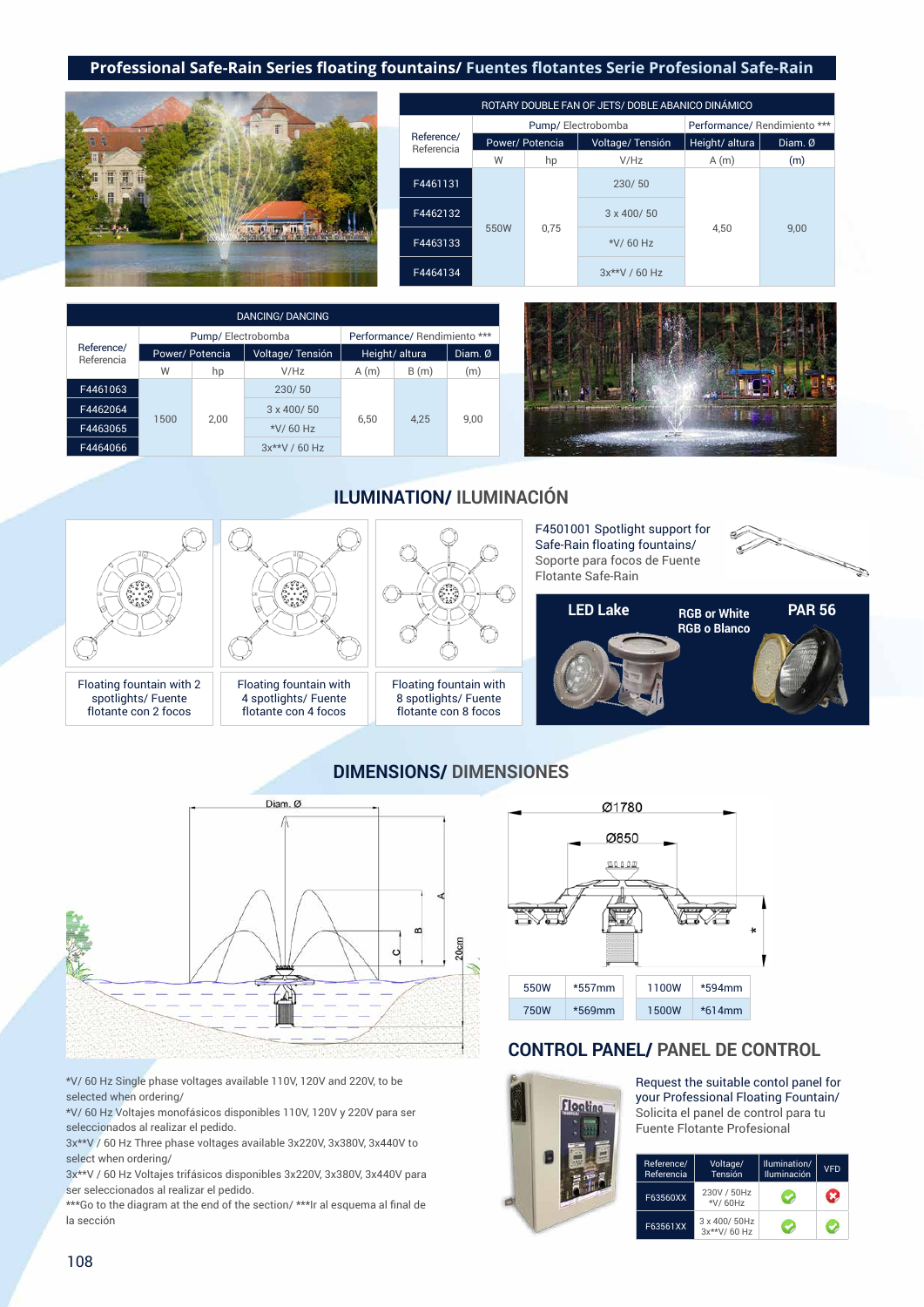## Professional Safe-Rain Series floating fountains/ Fuentes flotantes Serie Profesional Safe-Rain

| ROTARY DOUBLE FAN OF JETS/ DOBLE ABANICO DINÁMICO | | | | | |
|---|---|---|---|---|---|
| Reference/ Referencia | Pump/ Electrobomba | | | Performance/ Rendimiento *** | |
| | Power/ Potencia | | Voltage/ Tensión | Height/ altura | Diam. Ø |
| | W | hp | V/Hz | A (m) | (m) |
| F4461131 | 550W | 0,75 | 230/ 50 | 4,50 | 9,00 |
| F4462132 | | | 3 x 400/ 50 | | |
| F4463133 | | | *V/ 60 Hz | | |
| F4464134 | | | 3x**V / 60 Hz | | |

| DANCING/ DANCING | | | | | | |
|---|---|---|---|---|---|---|
| Reference/ Referencia | Pump/ Electrobomba | | | Performance/ Rendimiento *** | | |
| | Power/ Potencia | | Voltage/ Tensión | Height/ altura | | Diam. Ø |
| | W | hp | V/Hz | A (m) | B (m) | (m) |
| F4461063 | 1500 | 2,00 | 230/ 50 | 6,50 | 4,25 | 9,00 |
| F4462064 | | | 3 x 400/ 50 | | | |
| F4463065 | | | *V/ 60 Hz | | | |
| F4464066 | | | 3x**V / 60 Hz | | | |

## ILUMINATION/ ILUMINACIÓN

Floating fountain with 2 spotlights/ Fuente flotante con 2 focos

Floating fountain with 4 spotlights/ Fuente flotante con 4 focos

Floating fountain with 8 spotlights/ Fuente flotante con 8 focos

F4501001 Spotlight support for Safe-Rain floating fountains/ Soporte para focos de Fuente Flotante Safe-Rain

LED Lake | RGB or White RGB o Blanco | PAR 56

## DIMENSIONS/ DIMENSIONES

Diam. Ø
A
B
C
20cm

Ø1780
Ø850
*

| | | | |
|---|---|---|---|
| 550W | *557mm | 1100W | *594mm |
| 750W | *569mm | 1500W | *614mm |

*V/ 60 Hz Single phase voltages available 110V, 120V and 220V, to be selected when ordering/
*V/ 60 Hz Voltajes monofásicos disponibles 110V, 120V y 220V para ser seleccionados al realizar el pedido.
3x**V / 60 Hz Three phase voltages available 3x220V, 3x380V, 3x440V to select when ordering/
3x**V / 60 Hz Voltajes trifásicos disponibles 3x220V, 3x380V, 3x440V para ser seleccionados al realizar el pedido.
***Go to the diagram at the end of the section/ ***Ir al esquema al final de la sección

## CONTROL PANEL/ PANEL DE CONTROL

Request the suitable contol panel for your Professional Floating Fountain/ Solicita el panel de control para tu Fuente Flotante Profesional

| Reference/ Referencia | Voltage/ Tensión | Ilumination/ Iluminación | VFD |
|---|---|---|---|
| F63560XX | 230V / 50Hz *V/ 60Hz | ✔ | ✘ |
| F63561XX | 3 x 400/ 50Hz 3x**V/ 60 Hz | ✔ | ✔ |